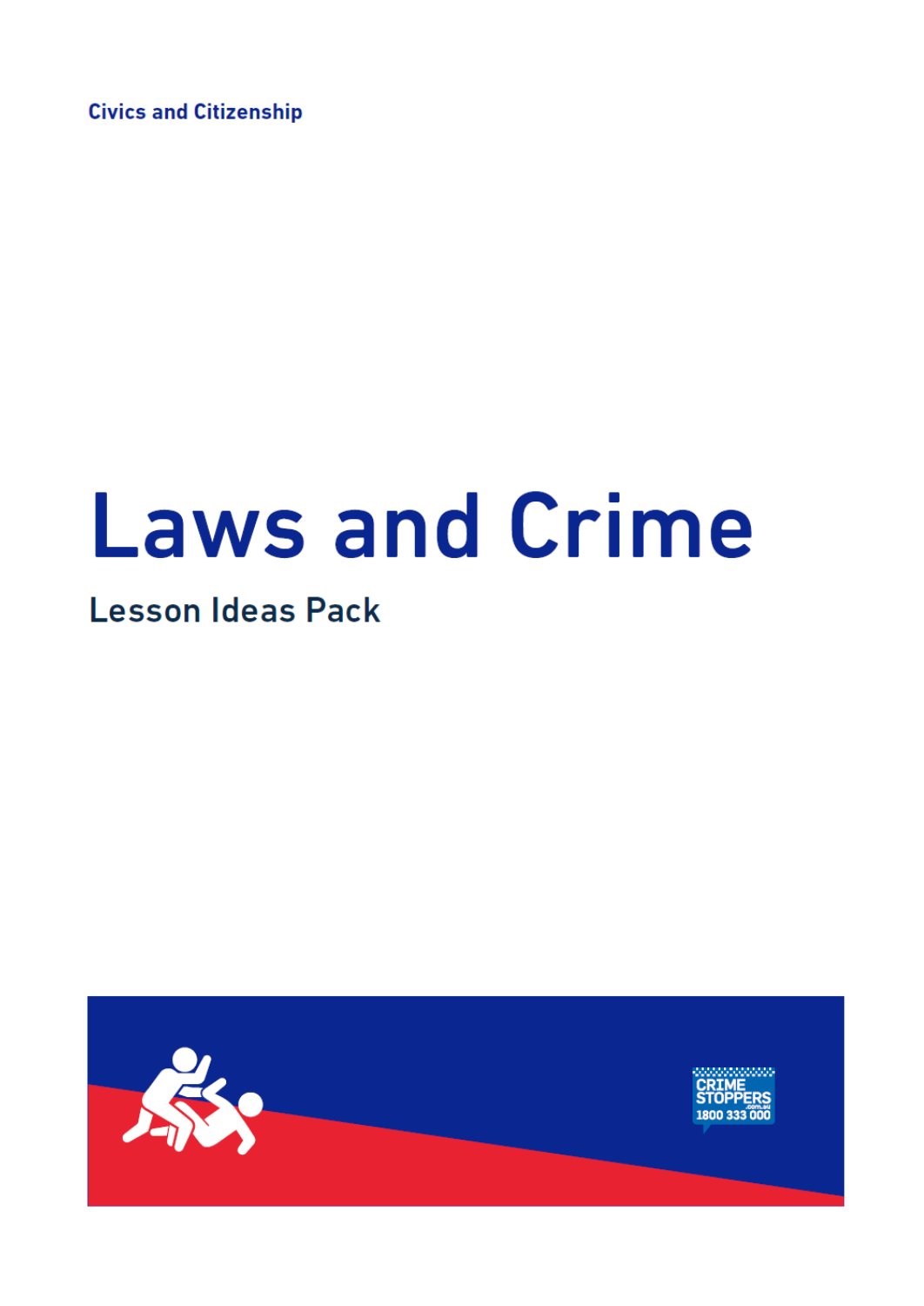Civics and Citizenship

# Laws and Crime

## Lesson Ideas Pack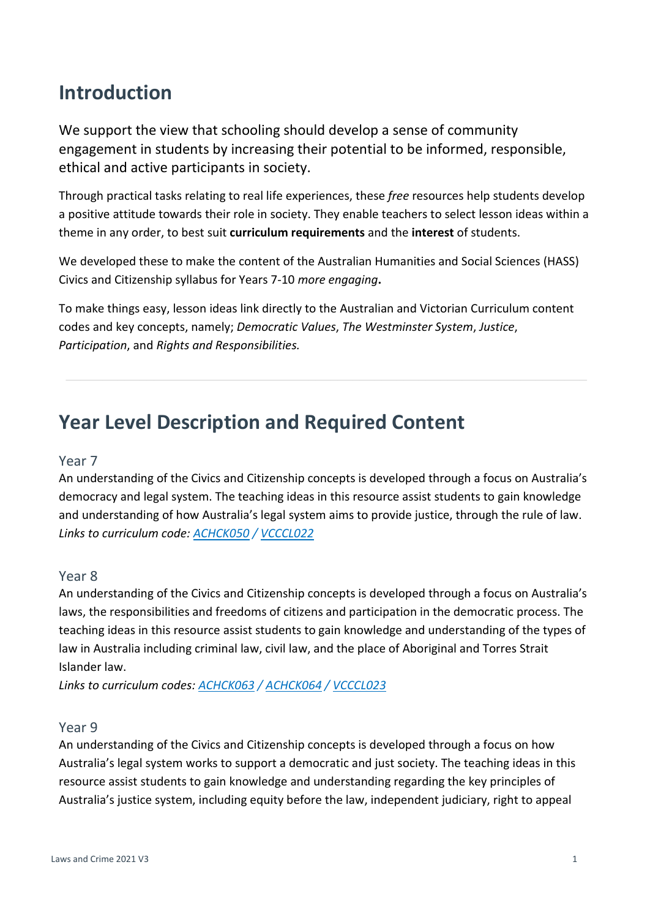## Introduction

We support the view that schooling should develop a sense of community engagement in students by increasing their potential to be informed, responsible, ethical and active participants in society.

Through practical tasks relating to real life experiences, these *free* resources help students develop a positive attitude towards their role in society. They enable teachers to select lesson ideas within a theme in any order, to best suit **curriculum requirements** and the **interest** of students.

We developed these to make the content of the Australian Humanities and Social Sciences (HASS) Civics and Citizenship syllabus for Years 7-10 *more engaging***.**

To make things easy, lesson ideas link directly to the Australian and Victorian Curriculum content codes and key concepts, namely; *Democratic Values*, *The Westminster System*, *Justice*, *Participation*, and *Rights and Responsibilities.*

---

## Year Level Description and Required Content

### Year 7

An understanding of the Civics and Citizenship concepts is developed through a focus on Australia's democracy and legal system. The teaching ideas in this resource assist students to gain knowledge and understanding of how Australia's legal system aims to provide justice, through the rule of law.
*Links to curriculum code: ACHCK050 / VCCCL022*

### Year 8

An understanding of the Civics and Citizenship concepts is developed through a focus on Australia's laws, the responsibilities and freedoms of citizens and participation in the democratic process. The teaching ideas in this resource assist students to gain knowledge and understanding of the types of law in Australia including criminal law, civil law, and the place of Aboriginal and Torres Strait Islander law.
*Links to curriculum codes: ACHCK063 / ACHCK064 / VCCCL023*

### Year 9

An understanding of the Civics and Citizenship concepts is developed through a focus on how Australia's legal system works to support a democratic and just society. The teaching ideas in this resource assist students to gain knowledge and understanding regarding the key principles of Australia's justice system, including equity before the law, independent judiciary, right to appeal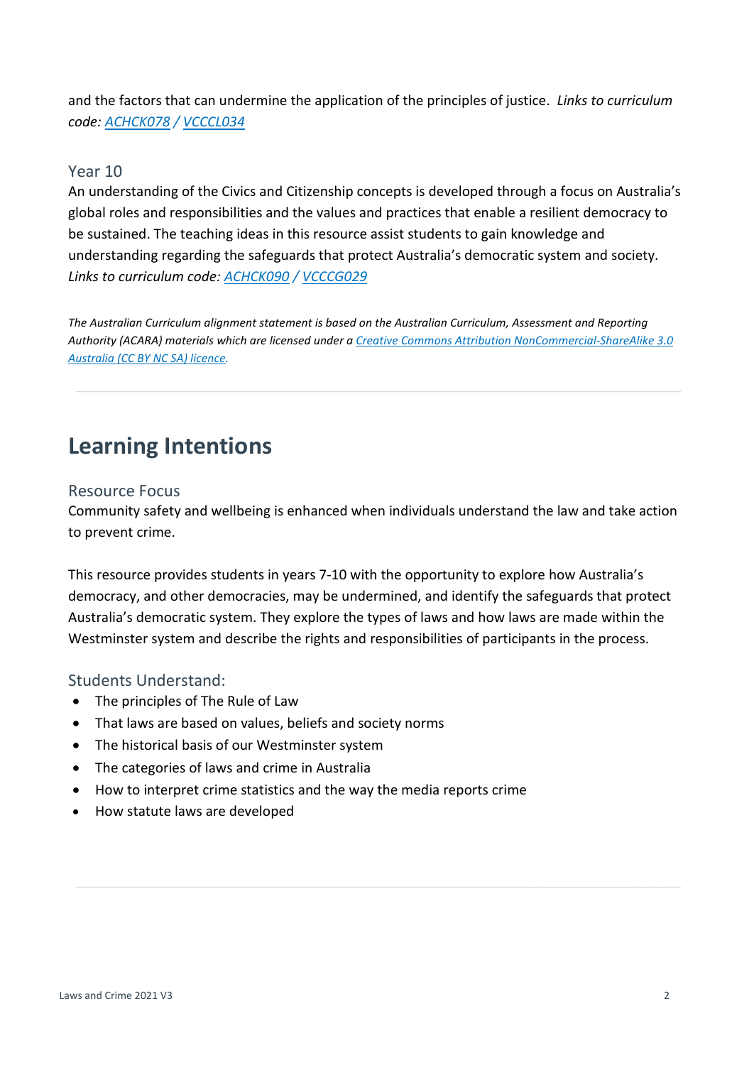and the factors that can undermine the application of the principles of justice. *Links to curriculum code: ACHCK078 / VCCCL034*

### Year 10

An understanding of the Civics and Citizenship concepts is developed through a focus on Australia's global roles and responsibilities and the values and practices that enable a resilient democracy to be sustained. The teaching ideas in this resource assist students to gain knowledge and understanding regarding the safeguards that protect Australia's democratic system and society. *Links to curriculum code: ACHCK090 / VCCCG029*

*The Australian Curriculum alignment statement is based on the Australian Curriculum, Assessment and Reporting Authority (ACARA) materials which are licensed under a Creative Commons Attribution NonCommercial-ShareAlike 3.0 Australia (CC BY NC SA) licence.*

---

## Learning Intentions

### Resource Focus

Community safety and wellbeing is enhanced when individuals understand the law and take action to prevent crime.

This resource provides students in years 7-10 with the opportunity to explore how Australia's democracy, and other democracies, may be undermined, and identify the safeguards that protect Australia's democratic system. They explore the types of laws and how laws are made within the Westminster system and describe the rights and responsibilities of participants in the process.

### Students Understand:

- The principles of The Rule of Law
- That laws are based on values, beliefs and society norms
- The historical basis of our Westminster system
- The categories of laws and crime in Australia
- How to interpret crime statistics and the way the media reports crime
- How statute laws are developed

---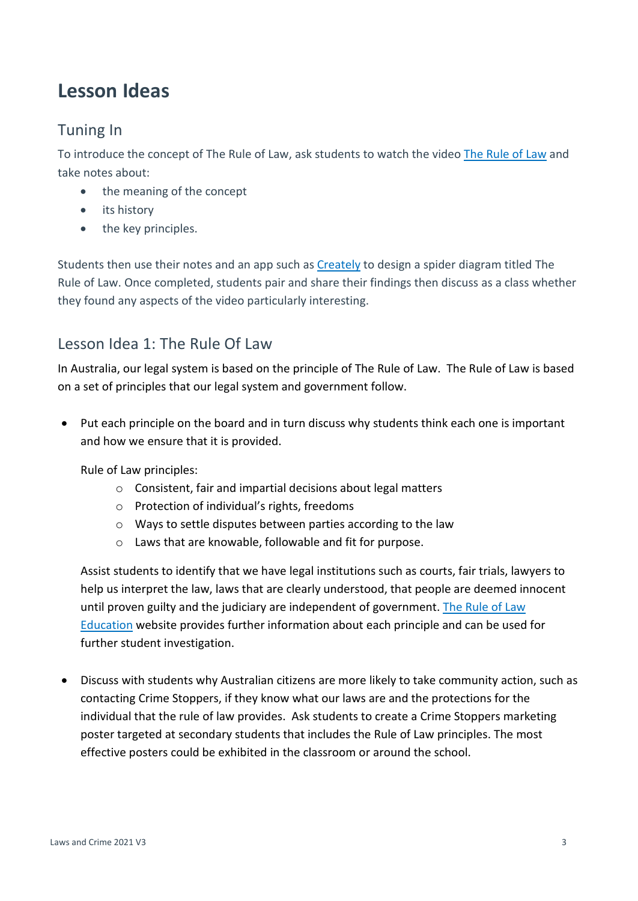# Lesson Ideas

## Tuning In

To introduce the concept of The Rule of Law, ask students to watch the video [The Rule of Law] and take notes about:

- the meaning of the concept
- its history
- the key principles.

Students then use their notes and an app such as [Creately] to design a spider diagram titled The Rule of Law. Once completed, students pair and share their findings then discuss as a class whether they found any aspects of the video particularly interesting.

## Lesson Idea 1: The Rule Of Law

In Australia, our legal system is based on the principle of The Rule of Law. The Rule of Law is based on a set of principles that our legal system and government follow.

- Put each principle on the board and in turn discuss why students think each one is important and how we ensure that it is provided.

  Rule of Law principles:
    - Consistent, fair and impartial decisions about legal matters
    - Protection of individual's rights, freedoms
    - Ways to settle disputes between parties according to the law
    - Laws that are knowable, followable and fit for purpose.

  Assist students to identify that we have legal institutions such as courts, fair trials, lawyers to help us interpret the law, laws that are clearly understood, that people are deemed innocent until proven guilty and the judiciary are independent of government. [The Rule of Law Education] website provides further information about each principle and can be used for further student investigation.

- Discuss with students why Australian citizens are more likely to take community action, such as contacting Crime Stoppers, if they know what our laws are and the protections for the individual that the rule of law provides. Ask students to create a Crime Stoppers marketing poster targeted at secondary students that includes the Rule of Law principles. The most effective posters could be exhibited in the classroom or around the school.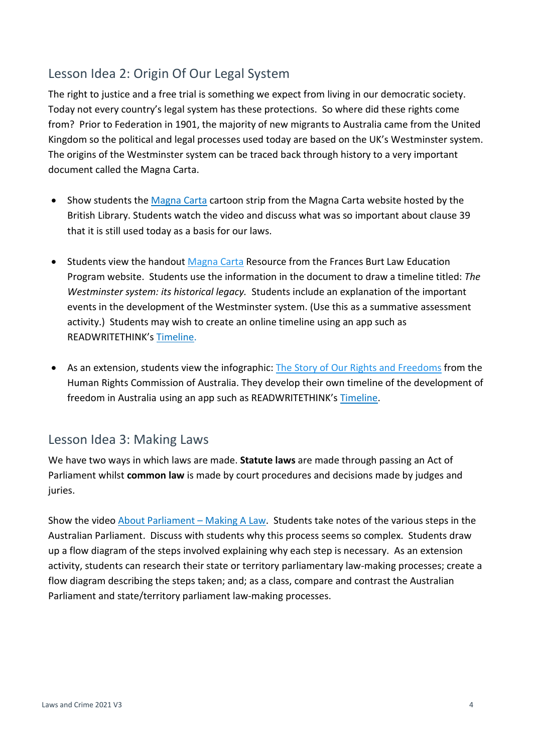## Lesson Idea 2: Origin Of Our Legal System

The right to justice and a free trial is something we expect from living in our democratic society. Today not every country's legal system has these protections. So where did these rights come from? Prior to Federation in 1901, the majority of new migrants to Australia came from the United Kingdom so the political and legal processes used today are based on the UK's Westminster system. The origins of the Westminster system can be traced back through history to a very important document called the Magna Carta.

- Show students the Magna Carta cartoon strip from the Magna Carta website hosted by the British Library. Students watch the video and discuss what was so important about clause 39 that it is still used today as a basis for our laws.

- Students view the handout Magna Carta Resource from the Frances Burt Law Education Program website. Students use the information in the document to draw a timeline titled: *The Westminster system: its historical legacy.* Students include an explanation of the important events in the development of the Westminster system. (Use this as a summative assessment activity.) Students may wish to create an online timeline using an app such as READWRITETHINK's Timeline.

- As an extension, students view the infographic: The Story of Our Rights and Freedoms from the Human Rights Commission of Australia. They develop their own timeline of the development of freedom in Australia using an app such as READWRITETHINK's Timeline.

## Lesson Idea 3: Making Laws

We have two ways in which laws are made. **Statute laws** are made through passing an Act of Parliament whilst **common law** is made by court procedures and decisions made by judges and juries.

Show the video About Parliament – Making A Law. Students take notes of the various steps in the Australian Parliament. Discuss with students why this process seems so complex. Students draw up a flow diagram of the steps involved explaining why each step is necessary. As an extension activity, students can research their state or territory parliamentary law-making processes; create a flow diagram describing the steps taken; and; as a class, compare and contrast the Australian Parliament and state/territory parliament law-making processes.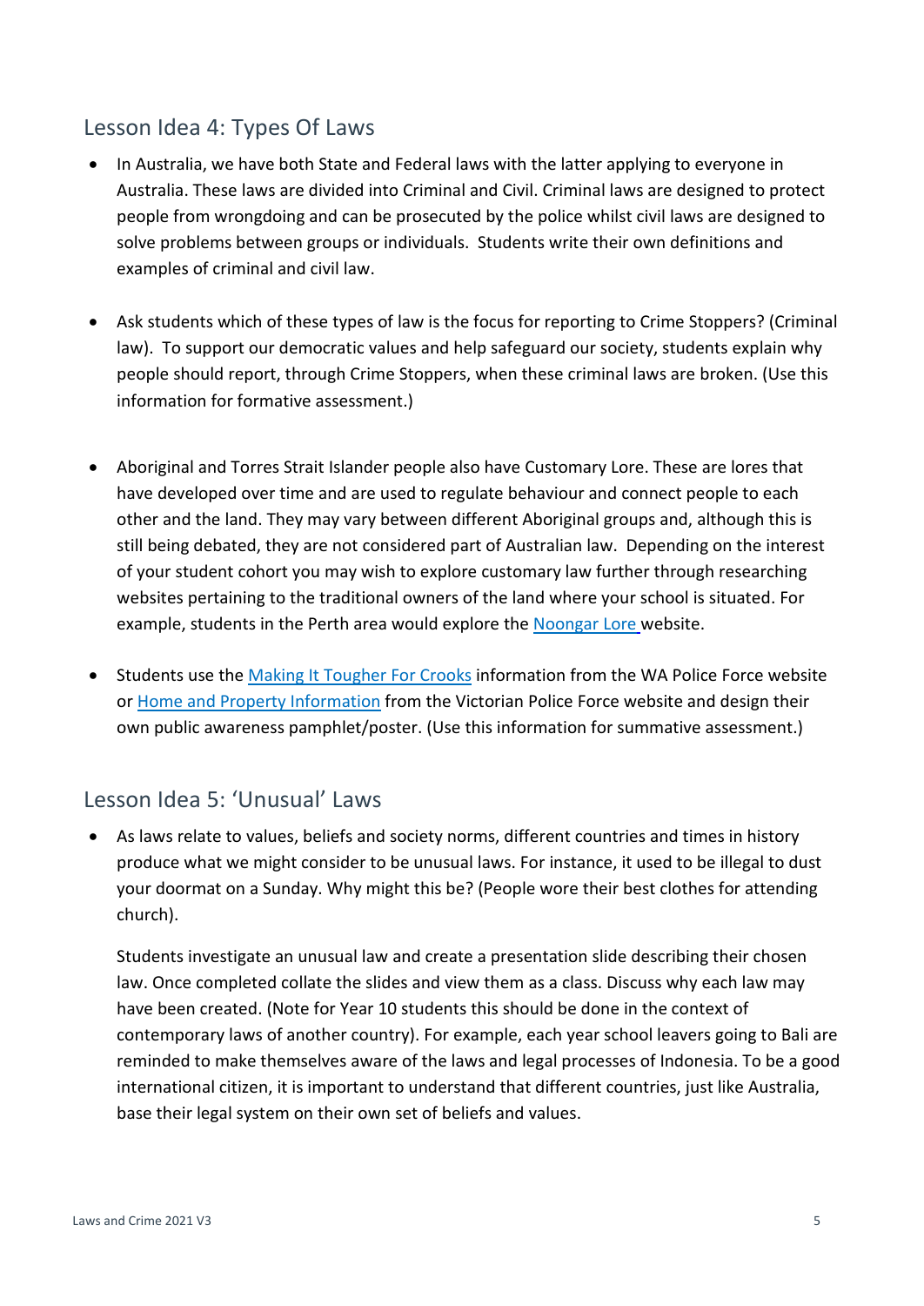## Lesson Idea 4: Types Of Laws

- In Australia, we have both State and Federal laws with the latter applying to everyone in Australia. These laws are divided into Criminal and Civil. Criminal laws are designed to protect people from wrongdoing and can be prosecuted by the police whilst civil laws are designed to solve problems between groups or individuals. Students write their own definitions and examples of criminal and civil law.

- Ask students which of these types of law is the focus for reporting to Crime Stoppers? (Criminal law). To support our democratic values and help safeguard our society, students explain why people should report, through Crime Stoppers, when these criminal laws are broken. (Use this information for formative assessment.)

- Aboriginal and Torres Strait Islander people also have Customary Lore. These are lores that have developed over time and are used to regulate behaviour and connect people to each other and the land. They may vary between different Aboriginal groups and, although this is still being debated, they are not considered part of Australian law. Depending on the interest of your student cohort you may wish to explore customary law further through researching websites pertaining to the traditional owners of the land where your school is situated. For example, students in the Perth area would explore the Noongar Lore website.

- Students use the Making It Tougher For Crooks information from the WA Police Force website or Home and Property Information from the Victorian Police Force website and design their own public awareness pamphlet/poster. (Use this information for summative assessment.)

## Lesson Idea 5: 'Unusual' Laws

- As laws relate to values, beliefs and society norms, different countries and times in history produce what we might consider to be unusual laws. For instance, it used to be illegal to dust your doormat on a Sunday. Why might this be? (People wore their best clothes for attending church).

  Students investigate an unusual law and create a presentation slide describing their chosen law. Once completed collate the slides and view them as a class. Discuss why each law may have been created. (Note for Year 10 students this should be done in the context of contemporary laws of another country). For example, each year school leavers going to Bali are reminded to make themselves aware of the laws and legal processes of Indonesia. To be a good international citizen, it is important to understand that different countries, just like Australia, base their legal system on their own set of beliefs and values.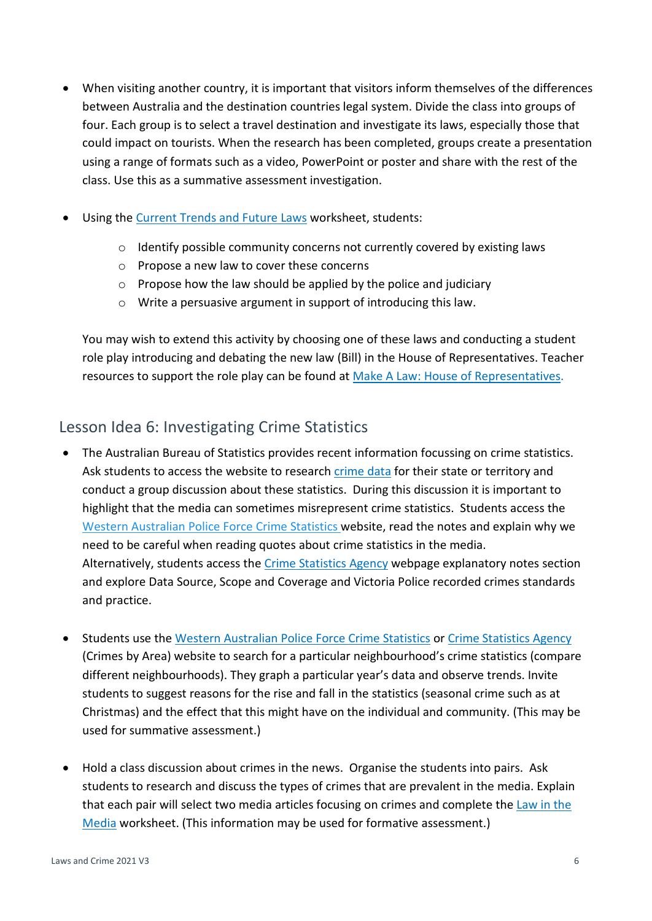- When visiting another country, it is important that visitors inform themselves of the differences between Australia and the destination countries legal system. Divide the class into groups of four. Each group is to select a travel destination and investigate its laws, especially those that could impact on tourists. When the research has been completed, groups create a presentation using a range of formats such as a video, PowerPoint or poster and share with the rest of the class. Use this as a summative assessment investigation.

- Using the Current Trends and Future Laws worksheet, students:

    - Identify possible community concerns not currently covered by existing laws
    - Propose a new law to cover these concerns
    - Propose how the law should be applied by the police and judiciary
    - Write a persuasive argument in support of introducing this law.

  You may wish to extend this activity by choosing one of these laws and conducting a student role play introducing and debating the new law (Bill) in the House of Representatives. Teacher resources to support the role play can be found at Make A Law: House of Representatives.

## Lesson Idea 6: Investigating Crime Statistics

- The Australian Bureau of Statistics provides recent information focussing on crime statistics. Ask students to access the website to research crime data for their state or territory and conduct a group discussion about these statistics. During this discussion it is important to highlight that the media can sometimes misrepresent crime statistics. Students access the Western Australian Police Force Crime Statistics website, read the notes and explain why we need to be careful when reading quotes about crime statistics in the media. Alternatively, students access the Crime Statistics Agency webpage explanatory notes section and explore Data Source, Scope and Coverage and Victoria Police recorded crimes standards and practice.

- Students use the Western Australian Police Force Crime Statistics or Crime Statistics Agency (Crimes by Area) website to search for a particular neighbourhood's crime statistics (compare different neighbourhoods). They graph a particular year's data and observe trends. Invite students to suggest reasons for the rise and fall in the statistics (seasonal crime such as at Christmas) and the effect that this might have on the individual and community. (This may be used for summative assessment.)

- Hold a class discussion about crimes in the news. Organise the students into pairs. Ask students to research and discuss the types of crimes that are prevalent in the media. Explain that each pair will select two media articles focusing on crimes and complete the Law in the Media worksheet. (This information may be used for formative assessment.)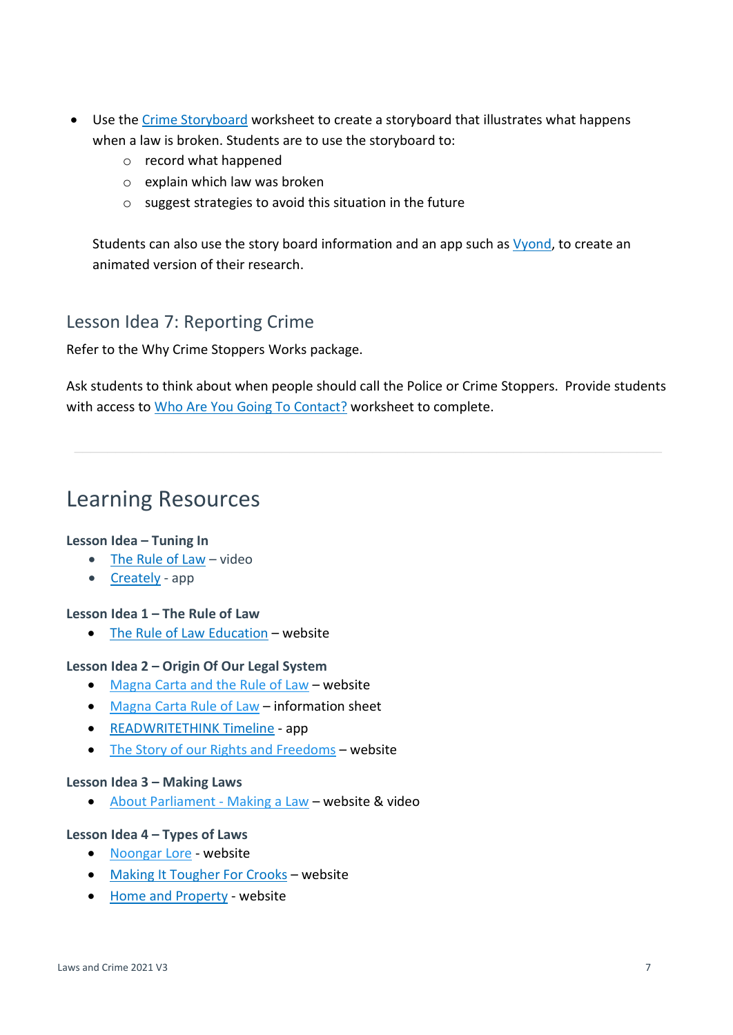- Use the Crime Storyboard worksheet to create a storyboard that illustrates what happens when a law is broken. Students are to use the storyboard to:
  - record what happened
  - explain which law was broken
  - suggest strategies to avoid this situation in the future

  Students can also use the story board information and an app such as Vyond, to create an animated version of their research.

## Lesson Idea 7: Reporting Crime

Refer to the Why Crime Stoppers Works package.

Ask students to think about when people should call the Police or Crime Stoppers. Provide students with access to Who Are You Going To Contact? worksheet to complete.

---

# Learning Resources

**Lesson Idea – Tuning In**

- The Rule of Law – video
- Creately - app

**Lesson Idea 1 – The Rule of Law**

- The Rule of Law Education – website

**Lesson Idea 2 – Origin Of Our Legal System**

- Magna Carta and the Rule of Law – website
- Magna Carta Rule of Law – information sheet
- READWRITETHINK Timeline - app
- The Story of our Rights and Freedoms – website

**Lesson Idea 3 – Making Laws**

- About Parliament - Making a Law – website & video

**Lesson Idea 4 – Types of Laws**

- Noongar Lore - website
- Making It Tougher For Crooks – website
- Home and Property - website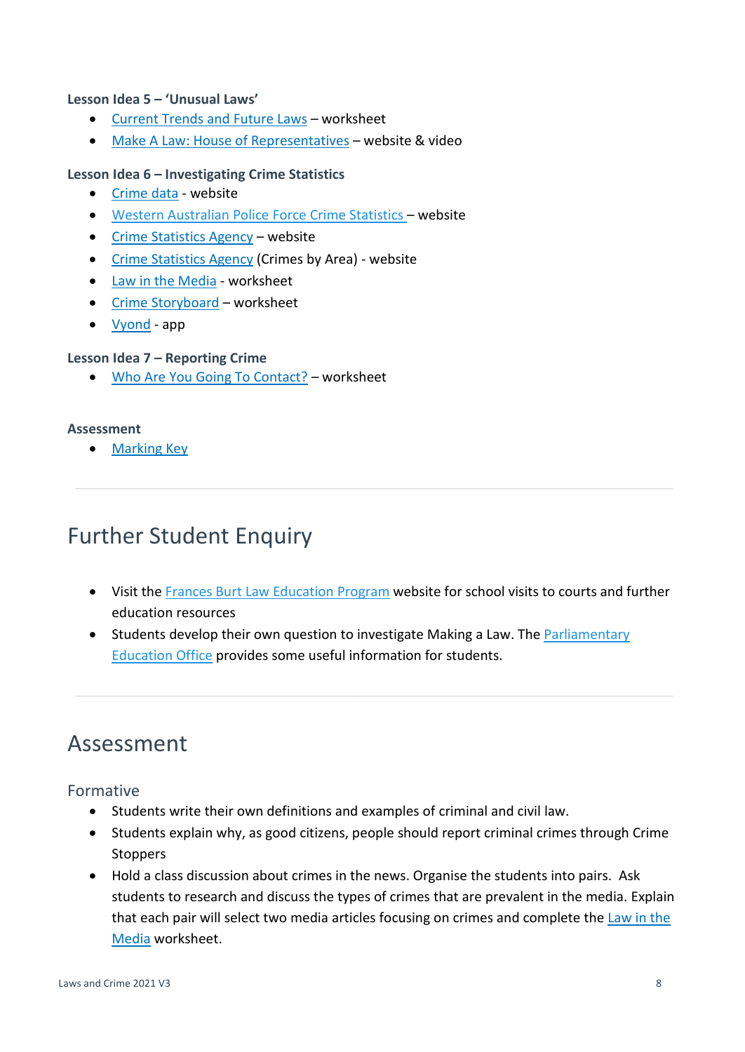**Lesson Idea 5 – 'Unusual Laws'**

- Current Trends and Future Laws – worksheet
- Make A Law: House of Representatives – website & video

**Lesson Idea 6 – Investigating Crime Statistics**

- Crime data - website
- Western Australian Police Force Crime Statistics – website
- Crime Statistics Agency – website
- Crime Statistics Agency (Crimes by Area) - website
- Law in the Media - worksheet
- Crime Storyboard – worksheet
- Vyond - app

**Lesson Idea 7 – Reporting Crime**

- Who Are You Going To Contact? – worksheet

**Assessment**

- Marking Key

---

## Further Student Enquiry

- Visit the Frances Burt Law Education Program website for school visits to courts and further education resources
- Students develop their own question to investigate Making a Law. The Parliamentary Education Office provides some useful information for students.

---

## Assessment

### Formative

- Students write their own definitions and examples of criminal and civil law.
- Students explain why, as good citizens, people should report criminal crimes through Crime Stoppers
- Hold a class discussion about crimes in the news. Organise the students into pairs. Ask students to research and discuss the types of crimes that are prevalent in the media. Explain that each pair will select two media articles focusing on crimes and complete the Law in the Media worksheet.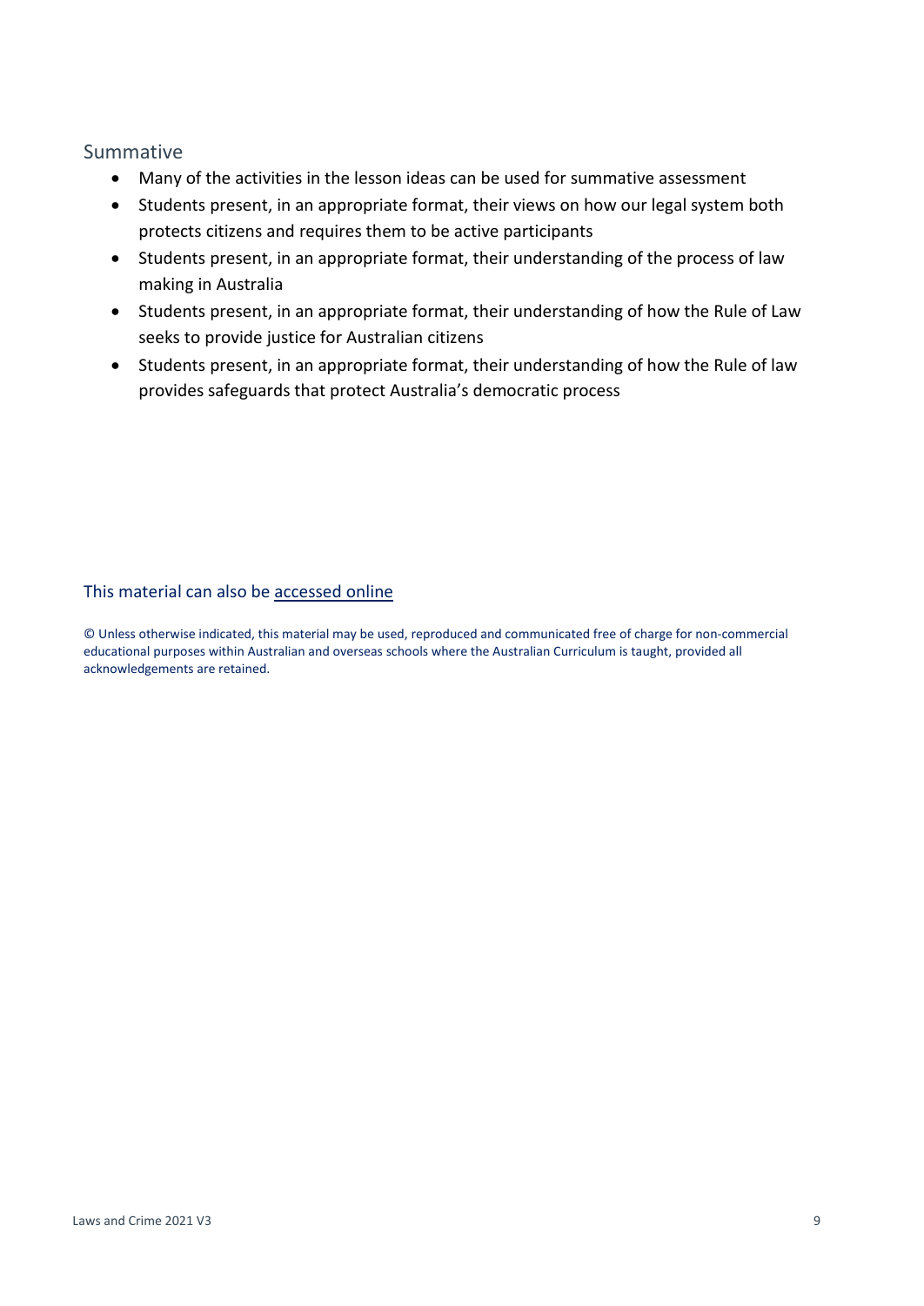## Summative

- Many of the activities in the lesson ideas can be used for summative assessment
- Students present, in an appropriate format, their views on how our legal system both protects citizens and requires them to be active participants
- Students present, in an appropriate format, their understanding of the process of law making in Australia
- Students present, in an appropriate format, their understanding of how the Rule of Law seeks to provide justice for Australian citizens
- Students present, in an appropriate format, their understanding of how the Rule of law provides safeguards that protect Australia's democratic process

This material can also be accessed online

© Unless otherwise indicated, this material may be used, reproduced and communicated free of charge for non-commercial educational purposes within Australian and overseas schools where the Australian Curriculum is taught, provided all acknowledgements are retained.